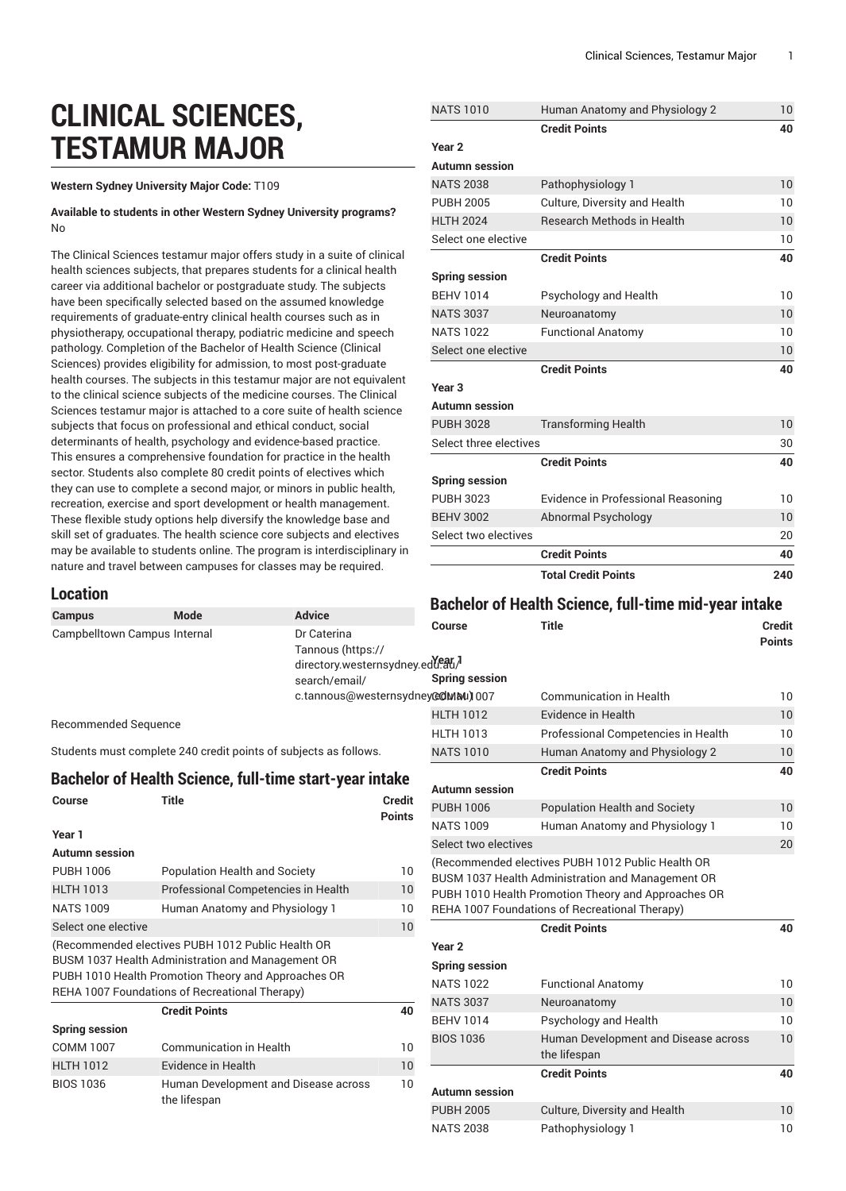# CLINICAL SCIENCES, TESTAMUR MAJOR

**Western Sydney University Major Code:** T109

**Available to students in other Western Sydney University programs?** No

The Clinical Sciences testamur major offers study in a suite of clinical health sciences subjects, that prepares students for a clinical health career via additional bachelor or postgraduate study. The subjects have been specifically selected based on the assumed knowledge requirements of graduate-entry clinical health courses such as in physiotherapy, occupational therapy, podiatric medicine and speech pathology. Completion of the Bachelor of Health Science (Clinical Sciences) provides eligibility for admission, to most post-graduate health courses. The subjects in this testamur major are not equivalent to the clinical science subjects of the medicine courses. The Clinical Sciences testamur major is attached to a core suite of health science subjects that focus on professional and ethical conduct, social determinants of health, psychology and evidence-based practice. This ensures a comprehensive foundation for practice in the health sector. Students also complete 80 credit points of electives which they can use to complete a second major, or minors in public health, recreation, exercise and sport development or health management. These flexible study options help diversify the knowledge base and skill set of graduates. The health science core subjects and electives may be available to students online. The program is interdisciplinary in nature and travel between campuses for classes may be required.

## Location

| Campus | Mode | Advice |
|---|---|---|
| Campbelltown Campus | Internal | Dr Caterina Tannous (https://directory.westernsydney.edu.au/search/email/c.tannous@westernsydney.edu.au) |

Recommended Sequence

Students must complete 240 credit points of subjects as follows.

## Bachelor of Health Science, full-time start-year intake

| Course | Title | Credit Points |
|---|---|---|
| **Year 1** | | |
| **Autumn session** | | |
| PUBH 1006 | Population Health and Society | 10 |
| HLTH 1013 | Professional Competencies in Health | 10 |
| NATS 1009 | Human Anatomy and Physiology 1 | 10 |
| Select one elective | | 10 |
| (Recommended electives PUBH 1012 Public Health OR BUSM 1037 Health Administration and Management OR PUBH 1010 Health Promotion Theory and Approaches OR REHA 1007 Foundations of Recreational Therapy) | | |
| | **Credit Points** | **40** |
| **Spring session** | | |
| COMM 1007 | Communication in Health | 10 |
| HLTH 1012 | Evidence in Health | 10 |
| BIOS 1036 | Human Development and Disease across the lifespan | 10 |
| NATS 1010 | Human Anatomy and Physiology 2 | 10 |
| | **Credit Points** | **40** |
| **Year 2** | | |
| **Autumn session** | | |
| NATS 2038 | Pathophysiology 1 | 10 |
| PUBH 2005 | Culture, Diversity and Health | 10 |
| HLTH 2024 | Research Methods in Health | 10 |
| Select one elective | | 10 |
| | **Credit Points** | **40** |
| **Spring session** | | |
| BEHV 1014 | Psychology and Health | 10 |
| NATS 3037 | Neuroanatomy | 10 |
| NATS 1022 | Functional Anatomy | 10 |
| Select one elective | | 10 |
| | **Credit Points** | **40** |
| **Year 3** | | |
| **Autumn session** | | |
| PUBH 3028 | Transforming Health | 10 |
| Select three electives | | 30 |
| | **Credit Points** | **40** |
| **Spring session** | | |
| PUBH 3023 | Evidence in Professional Reasoning | 10 |
| BEHV 3002 | Abnormal Psychology | 10 |
| Select two electives | | 20 |
| | **Credit Points** | **40** |
| | **Total Credit Points** | **240** |

## Bachelor of Health Science, full-time mid-year intake

| Course | Title | Credit Points |
|---|---|---|
| **Year 1** | | |
| **Spring session** | | |
| COMM 1007 | Communication in Health | 10 |
| HLTH 1012 | Evidence in Health | 10 |
| HLTH 1013 | Professional Competencies in Health | 10 |
| NATS 1010 | Human Anatomy and Physiology 2 | 10 |
| | **Credit Points** | **40** |
| **Autumn session** | | |
| PUBH 1006 | Population Health and Society | 10 |
| NATS 1009 | Human Anatomy and Physiology 1 | 10 |
| Select two electives | | 20 |
| (Recommended electives PUBH 1012 Public Health OR BUSM 1037 Health Administration and Management OR PUBH 1010 Health Promotion Theory and Approaches OR REHA 1007 Foundations of Recreational Therapy) | | |
| | **Credit Points** | **40** |
| **Year 2** | | |
| **Spring session** | | |
| NATS 1022 | Functional Anatomy | 10 |
| NATS 3037 | Neuroanatomy | 10 |
| BEHV 1014 | Psychology and Health | 10 |
| BIOS 1036 | Human Development and Disease across the lifespan | 10 |
| | **Credit Points** | **40** |
| **Autumn session** | | |
| PUBH 2005 | Culture, Diversity and Health | 10 |
| NATS 2038 | Pathophysiology 1 | 10 |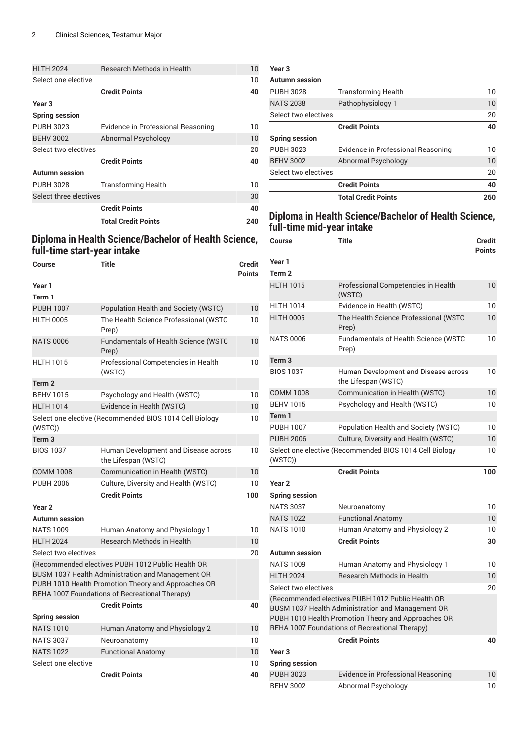| | | |
|---|---|---|
| HLTH 2024 | Research Methods in Health | 10 |
| Select one elective | | 10 |
| | **Credit Points** | **40** |
| **Year 3** | | |
| **Spring session** | | |
| PUBH 3023 | Evidence in Professional Reasoning | 10 |
| BEHV 3002 | Abnormal Psychology | 10 |
| Select two electives | | 20 |
| | **Credit Points** | **40** |
| **Autumn session** | | |
| PUBH 3028 | Transforming Health | 10 |
| Select three electives | | 30 |
| | **Credit Points** | **40** |
| | **Total Credit Points** | **240** |

## Diploma in Health Science/Bachelor of Health Science, full-time start-year intake

| Course | Title | Credit Points |
|---|---|---|
| **Year 1** | | |
| **Term 1** | | |
| PUBH 1007 | Population Health and Society (WSTC) | 10 |
| HLTH 0005 | The Health Science Professional (WSTC Prep) | 10 |
| NATS 0006 | Fundamentals of Health Science (WSTC Prep) | 10 |
| HLTH 1015 | Professional Competencies in Health (WSTC) | 10 |
| **Term 2** | | |
| BEHV 1015 | Psychology and Health (WSTC) | 10 |
| HLTH 1014 | Evidence in Health (WSTC) | 10 |
| Select one elective (Recommended BIOS 1014 Cell Biology (WSTC)) | | 10 |
| **Term 3** | | |
| BIOS 1037 | Human Development and Disease across the Lifespan (WSTC) | 10 |
| COMM 1008 | Communication in Health (WSTC) | 10 |
| PUBH 2006 | Culture, Diversity and Health (WSTC) | 10 |
| | **Credit Points** | **100** |
| **Year 2** | | |
| **Autumn session** | | |
| NATS 1009 | Human Anatomy and Physiology 1 | 10 |
| HLTH 2024 | Research Methods in Health | 10 |
| Select two electives | | 20 |
| (Recommended electives PUBH 1012 Public Health OR BUSM 1037 Health Administration and Management OR PUBH 1010 Health Promotion Theory and Approaches OR REHA 1007 Foundations of Recreational Therapy) | | |
| | **Credit Points** | **40** |
| **Spring session** | | |
| NATS 1010 | Human Anatomy and Physiology 2 | 10 |
| NATS 3037 | Neuroanatomy | 10 |
| NATS 1022 | Functional Anatomy | 10 |
| Select one elective | | 10 |
| | **Credit Points** | **40** |
| **Year 3** | | |
| **Autumn session** | | |
| PUBH 3028 | Transforming Health | 10 |
| NATS 2038 | Pathophysiology 1 | 10 |
| Select two electives | | 20 |
| | **Credit Points** | **40** |
| **Spring session** | | |
| PUBH 3023 | Evidence in Professional Reasoning | 10 |
| BEHV 3002 | Abnormal Psychology | 10 |
| Select two electives | | 20 |
| | **Credit Points** | **40** |
| | **Total Credit Points** | **260** |

## Diploma in Health Science/Bachelor of Health Science, full-time mid-year intake

| Course | Title | Credit Points |
|---|---|---|
| **Year 1** | | |
| **Term 2** | | |
| HLTH 1015 | Professional Competencies in Health (WSTC) | 10 |
| HLTH 1014 | Evidence in Health (WSTC) | 10 |
| HLTH 0005 | The Health Science Professional (WSTC Prep) | 10 |
| NATS 0006 | Fundamentals of Health Science (WSTC Prep) | 10 |
| **Term 3** | | |
| BIOS 1037 | Human Development and Disease across the Lifespan (WSTC) | 10 |
| COMM 1008 | Communication in Health (WSTC) | 10 |
| BEHV 1015 | Psychology and Health (WSTC) | 10 |
| **Term 1** | | |
| PUBH 1007 | Population Health and Society (WSTC) | 10 |
| PUBH 2006 | Culture, Diversity and Health (WSTC) | 10 |
| Select one elective (Recommended BIOS 1014 Cell Biology (WSTC)) | | 10 |
| | **Credit Points** | **100** |
| **Year 2** | | |
| **Spring session** | | |
| NATS 3037 | Neuroanatomy | 10 |
| NATS 1022 | Functional Anatomy | 10 |
| NATS 1010 | Human Anatomy and Physiology 2 | 10 |
| | **Credit Points** | **30** |
| **Autumn session** | | |
| NATS 1009 | Human Anatomy and Physiology 1 | 10 |
| HLTH 2024 | Research Methods in Health | 10 |
| Select two electives | | 20 |
| (Recommended electives PUBH 1012 Public Health OR BUSM 1037 Health Administration and Management OR PUBH 1010 Health Promotion Theory and Approaches OR REHA 1007 Foundations of Recreational Therapy) | | |
| | **Credit Points** | **40** |
| **Year 3** | | |
| **Spring session** | | |
| PUBH 3023 | Evidence in Professional Reasoning | 10 |
| BEHV 3002 | Abnormal Psychology | 10 |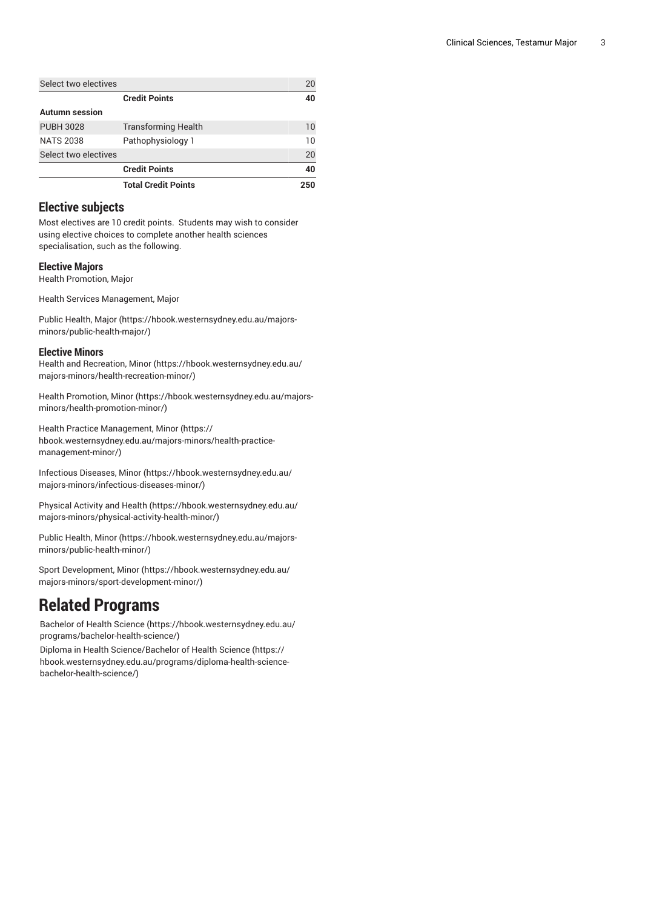| | | |
|---|---|---|
| Select two electives | | 20 |
| | **Credit Points** | **40** |
| **Autumn session** | | |
| PUBH 3028 | Transforming Health | 10 |
| NATS 2038 | Pathophysiology 1 | 10 |
| Select two electives | | 20 |
| | **Credit Points** | **40** |
| | **Total Credit Points** | **250** |

## Elective subjects

Most electives are 10 credit points. Students may wish to consider using elective choices to complete another health sciences specialisation, such as the following.

### Elective Majors

Health Promotion, Major

Health Services Management, Major

Public Health, Major (https://hbook.westernsydney.edu.au/majors-minors/public-health-major/)

### Elective Minors

Health and Recreation, Minor (https://hbook.westernsydney.edu.au/majors-minors/health-recreation-minor/)

Health Promotion, Minor (https://hbook.westernsydney.edu.au/majors-minors/health-promotion-minor/)

Health Practice Management, Minor (https://hbook.westernsydney.edu.au/majors-minors/health-practice-management-minor/)

Infectious Diseases, Minor (https://hbook.westernsydney.edu.au/majors-minors/infectious-diseases-minor/)

Physical Activity and Health (https://hbook.westernsydney.edu.au/majors-minors/physical-activity-health-minor/)

Public Health, Minor (https://hbook.westernsydney.edu.au/majors-minors/public-health-minor/)

Sport Development, Minor (https://hbook.westernsydney.edu.au/majors-minors/sport-development-minor/)

# Related Programs

Bachelor of Health Science (https://hbook.westernsydney.edu.au/programs/bachelor-health-science/)

Diploma in Health Science/Bachelor of Health Science (https://hbook.westernsydney.edu.au/programs/diploma-health-science-bachelor-health-science/)